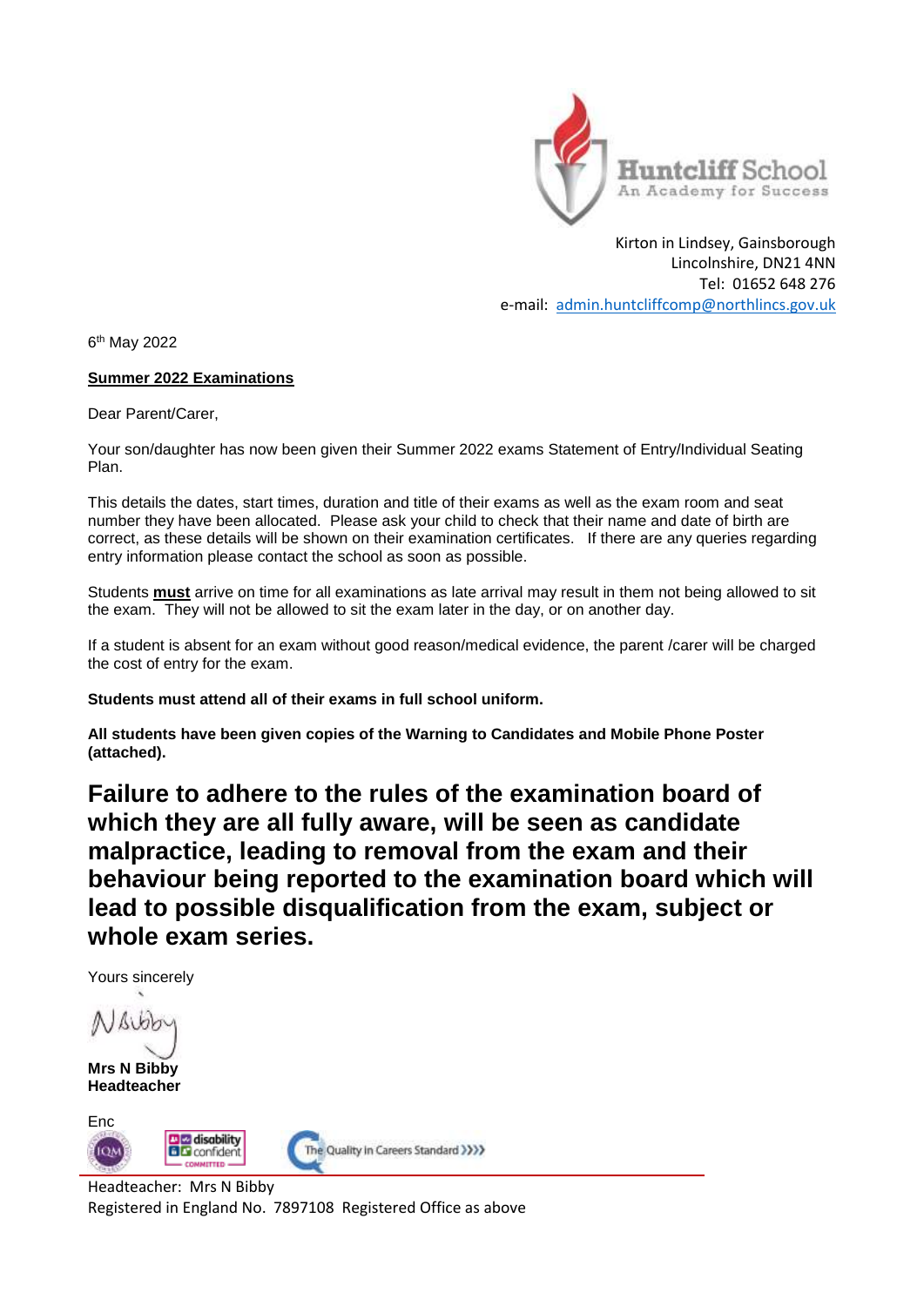Huntcliff School
An Academy for Success

Kirton in Lindsey, Gainsborough
Lincolnshire, DN21 4NN
Tel: 01652 648 276
e-mail: admin.huntcliffcomp@northlincs.gov.uk

6th May 2022

**Summer 2022 Examinations**

Dear Parent/Carer,

Your son/daughter has now been given their Summer 2022 exams Statement of Entry/Individual Seating Plan.

This details the dates, start times, duration and title of their exams as well as the exam room and seat number they have been allocated. Please ask your child to check that their name and date of birth are correct, as these details will be shown on their examination certificates. If there are any queries regarding entry information please contact the school as soon as possible.

Students **must** arrive on time for all examinations as late arrival may result in them not being allowed to sit the exam. They will not be allowed to sit the exam later in the day, or on another day.

If a student is absent for an exam without good reason/medical evidence, the parent /carer will be charged the cost of entry for the exam.

**Students must attend all of their exams in full school uniform.**

**All students have been given copies of the Warning to Candidates and Mobile Phone Poster (attached).**

**Failure to adhere to the rules of the examination board of which they are all fully aware, will be seen as candidate malpractice, leading to removal from the exam and their behaviour being reported to the examination board which will lead to possible disqualification from the exam, subject or whole exam series.**

Yours sincerely

N Bibby

**Mrs N Bibby**
**Headteacher**

Enc

Headteacher: Mrs N Bibby
Registered in England No. 7897108 Registered Office as above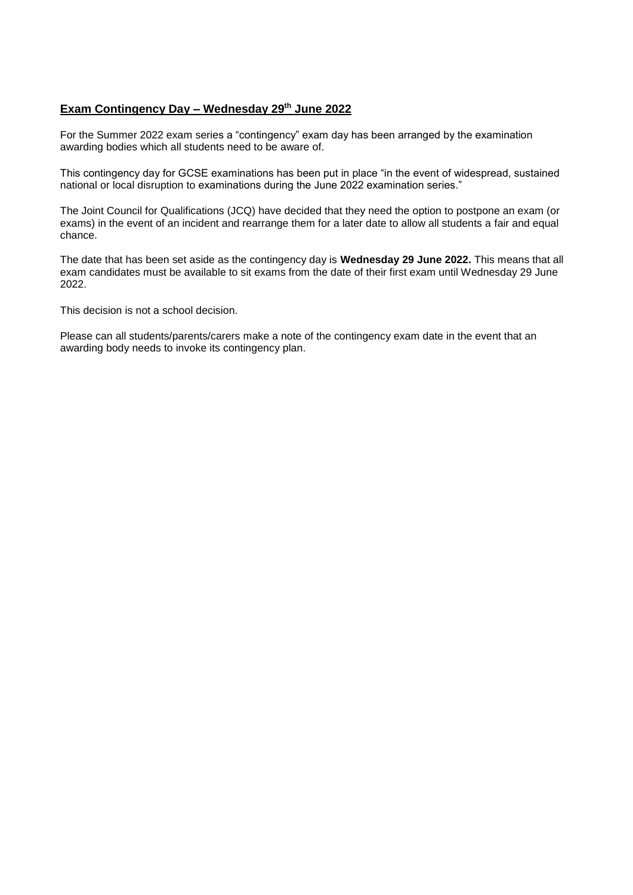## Exam Contingency Day – Wednesday 29th June 2022

For the Summer 2022 exam series a "contingency" exam day has been arranged by the examination awarding bodies which all students need to be aware of.

This contingency day for GCSE examinations has been put in place "in the event of widespread, sustained national or local disruption to examinations during the June 2022 examination series."

The Joint Council for Qualifications (JCQ) have decided that they need the option to postpone an exam (or exams) in the event of an incident and rearrange them for a later date to allow all students a fair and equal chance.

The date that has been set aside as the contingency day is **Wednesday 29 June 2022.** This means that all exam candidates must be available to sit exams from the date of their first exam until Wednesday 29 June 2022.

This decision is not a school decision.

Please can all students/parents/carers make a note of the contingency exam date in the event that an awarding body needs to invoke its contingency plan.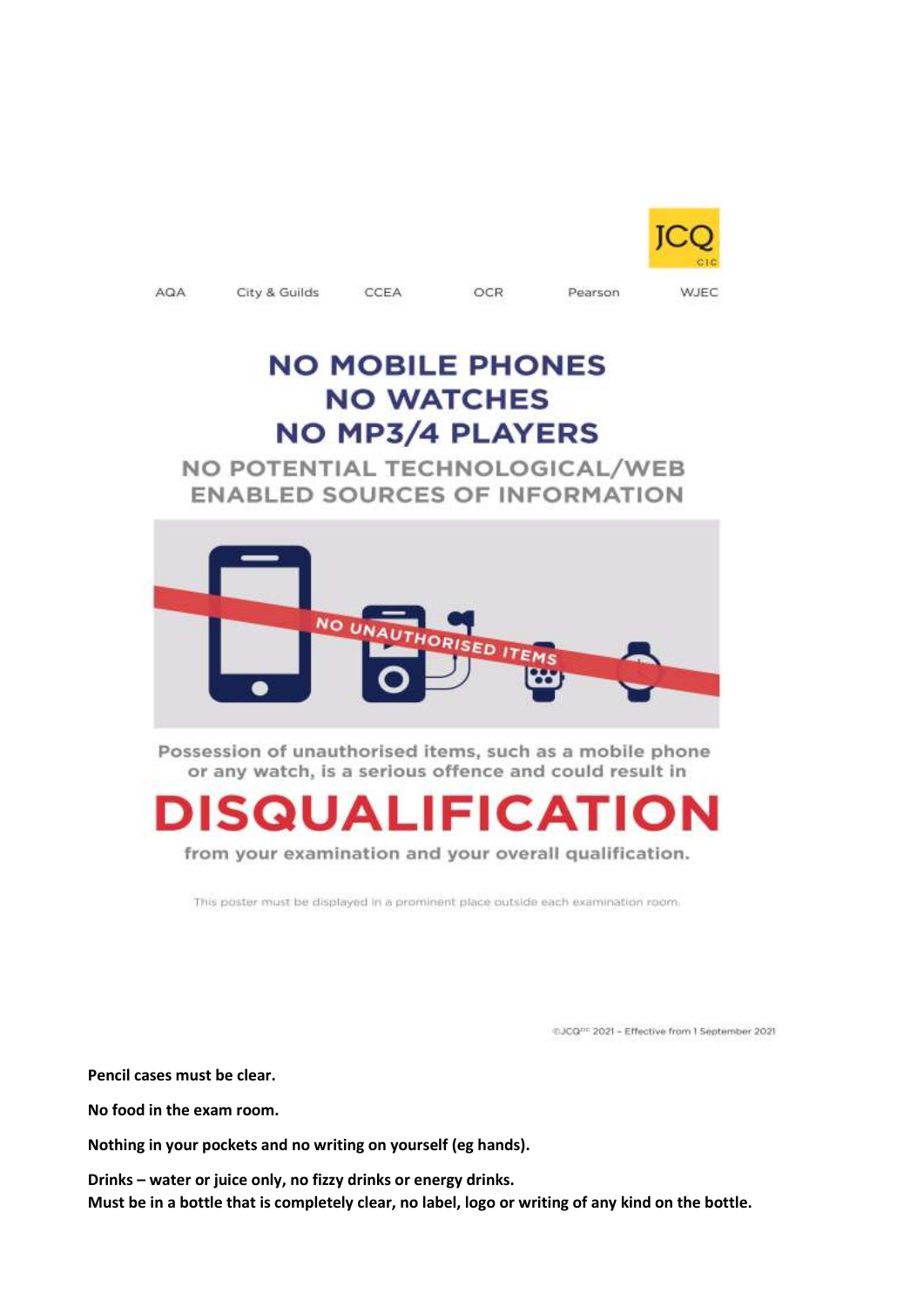JCQ CIC

AQA City & Guilds CCEA OCR Pearson WJEC

# NO MOBILE PHONES
# NO WATCHES
# NO MP3/4 PLAYERS

## NO POTENTIAL TECHNOLOGICAL/WEB ENABLED SOURCES OF INFORMATION

NO UNAUTHORISED ITEMS

Possession of unauthorised items, such as a mobile phone or any watch, is a serious offence and could result in

# DISQUALIFICATION

from your examination and your overall qualification.

This poster must be displayed in a prominent place outside each examination room.

©JCQ[CIC] 2021 – Effective from 1 September 2021

**Pencil cases must be clear.**

**No food in the exam room.**

**Nothing in your pockets and no writing on yourself (eg hands).**

**Drinks – water or juice only, no fizzy drinks or energy drinks.**
**Must be in a bottle that is completely clear, no label, logo or writing of any kind on the bottle.**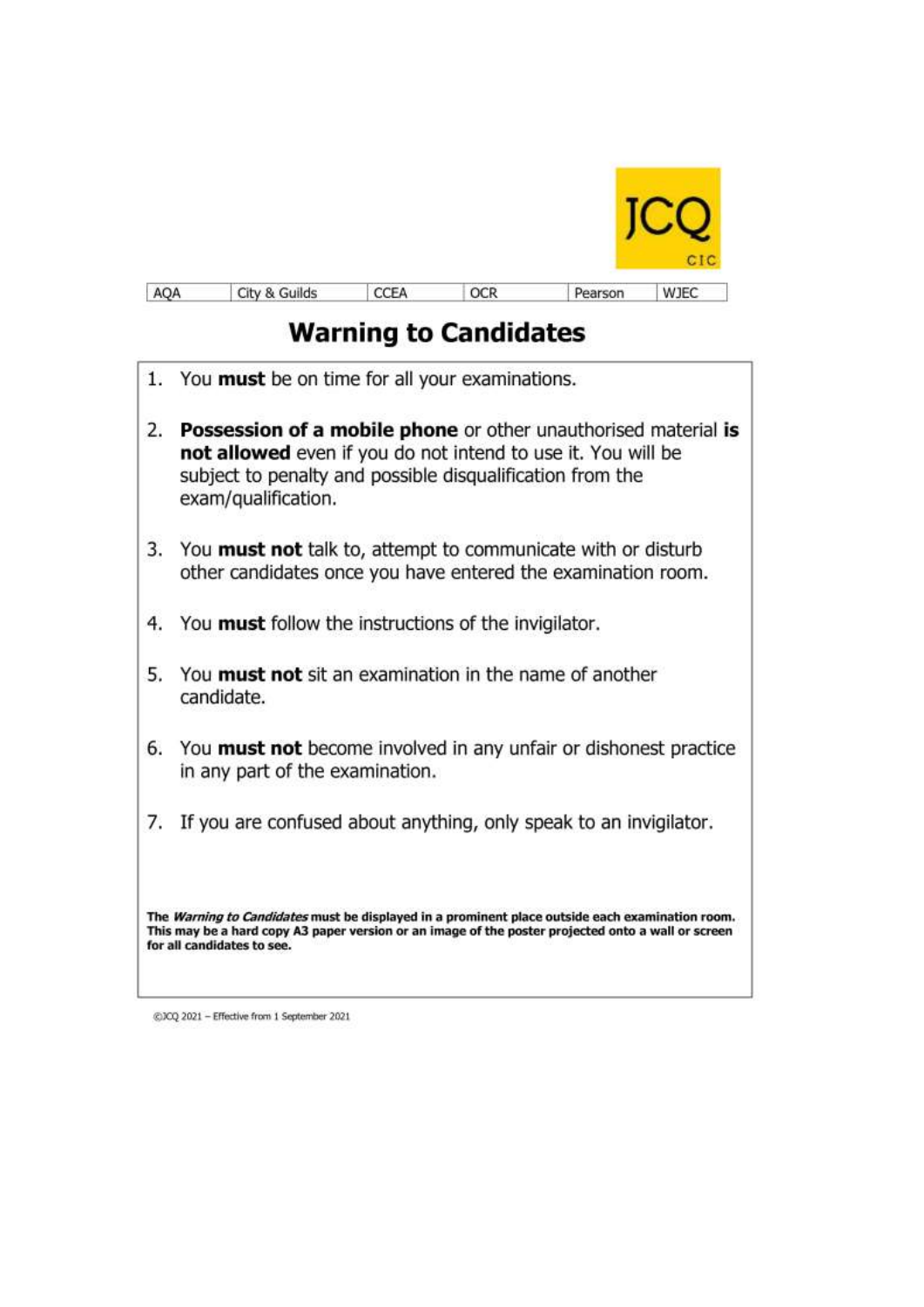JCQ CIC

| AQA | City & Guilds | CCEA | OCR | Pearson | WJEC |
|---|---|---|---|---|---|

# Warning to Candidates

1. You **must** be on time for all your examinations.
2. **Possession of a mobile phone** or other unauthorised material **is not allowed** even if you do not intend to use it. You will be subject to penalty and possible disqualification from the exam/qualification.
3. You **must not** talk to, attempt to communicate with or disturb other candidates once you have entered the examination room.
4. You **must** follow the instructions of the invigilator.
5. You **must not** sit an examination in the name of another candidate.
6. You **must not** become involved in any unfair or dishonest practice in any part of the examination.
7. If you are confused about anything, only speak to an invigilator.

**The *Warning to Candidates* must be displayed in a prominent place outside each examination room. This may be a hard copy A3 paper version or an image of the poster projected onto a wall or screen for all candidates to see.**

©JCQ 2021 – Effective from 1 September 2021